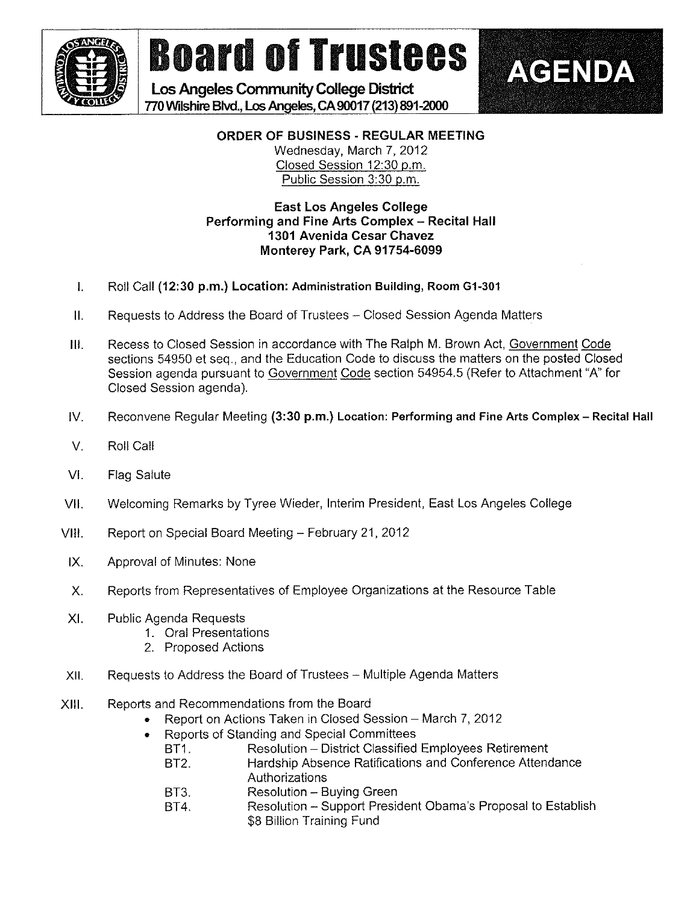# Board of Trustees

**Los Angeles Community College District**
**770 Wilshire Blvd., Los Angeles, CA 90017 (213) 891-2000**

# AGENDA

**ORDER OF BUSINESS - REGULAR MEETING**
Wednesday, March 7, 2012
Closed Session 12:30 p.m.
Public Session 3:30 p.m.

**East Los Angeles College**
**Performing and Fine Arts Complex – Recital Hall**
**1301 Avenida Cesar Chavez**
**Monterey Park, CA 91754-6099**

I. Roll Call **(12:30 p.m.) Location: Administration Building, Room G1-301**

II. Requests to Address the Board of Trustees – Closed Session Agenda Matters

III. Recess to Closed Session in accordance with The Ralph M. Brown Act, Government Code sections 54950 et seq., and the Education Code to discuss the matters on the posted Closed Session agenda pursuant to Government Code section 54954.5 (Refer to Attachment "A" for Closed Session agenda).

IV. Reconvene Regular Meeting **(3:30 p.m.) Location: Performing and Fine Arts Complex – Recital Hall**

V. Roll Call

VI. Flag Salute

VII. Welcoming Remarks by Tyree Wieder, Interim President, East Los Angeles College

VIII. Report on Special Board Meeting – February 21, 2012

IX. Approval of Minutes: None

X. Reports from Representatives of Employee Organizations at the Resource Table

XI. Public Agenda Requests
   1. Oral Presentations
   2. Proposed Actions

XII. Requests to Address the Board of Trustees – Multiple Agenda Matters

XIII. Reports and Recommendations from the Board
   - Report on Actions Taken in Closed Session – March 7, 2012
   - Reports of Standing and Special Committees
     - BT1. Resolution – District Classified Employees Retirement
     - BT2. Hardship Absence Ratifications and Conference Attendance Authorizations
     - BT3. Resolution – Buying Green
     - BT4. Resolution – Support President Obama's Proposal to Establish $8 Billion Training Fund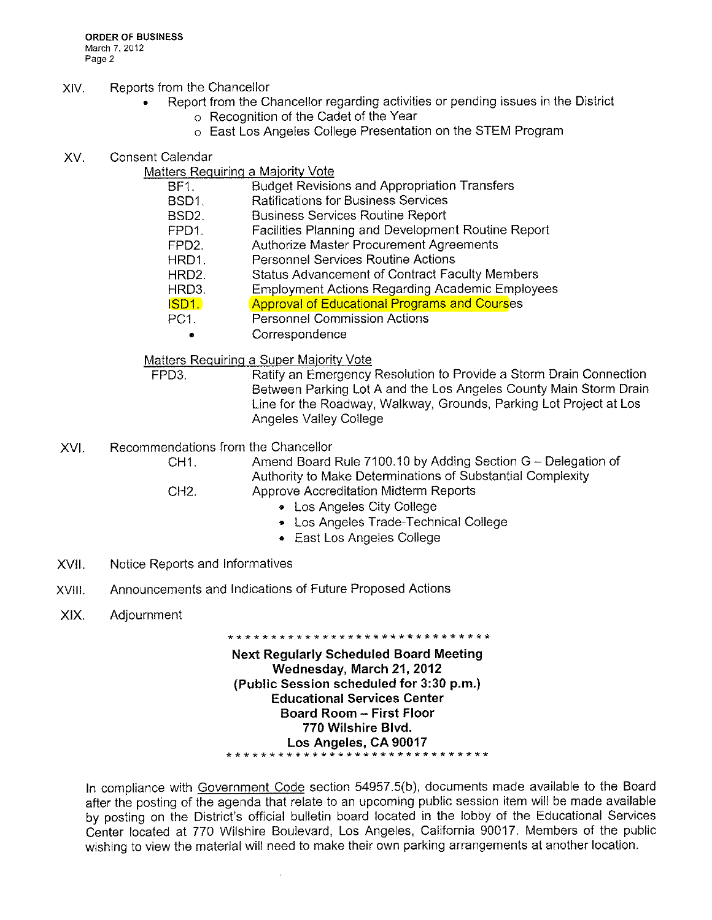XIV. Reports from the Chancellor

- Report from the Chancellor regarding activities or pending issues in the District
  - Recognition of the Cadet of the Year
  - East Los Angeles College Presentation on the STEM Program

XV. Consent Calendar

Matters Requiring a Majority Vote

| | |
|---|---|
| BF1. | Budget Revisions and Appropriation Transfers |
| BSD1. | Ratifications for Business Services |
| BSD2. | Business Services Routine Report |
| FPD1. | Facilities Planning and Development Routine Report |
| FPD2. | Authorize Master Procurement Agreements |
| HRD1. | Personnel Services Routine Actions |
| HRD2. | Status Advancement of Contract Faculty Members |
| HRD3. | Employment Actions Regarding Academic Employees |
| ISD1. | Approval of Educational Programs and Courses |
| PC1. | Personnel Commission Actions |
| • | Correspondence |

Matters Requiring a Super Majority Vote

FPD3. Ratify an Emergency Resolution to Provide a Storm Drain Connection Between Parking Lot A and the Los Angeles County Main Storm Drain Line for the Roadway, Walkway, Grounds, Parking Lot Project at Los Angeles Valley College

XVI. Recommendations from the Chancellor

CH1. Amend Board Rule 7100.10 by Adding Section G – Delegation of Authority to Make Determinations of Substantial Complexity

CH2. Approve Accreditation Midterm Reports

- Los Angeles City College
- Los Angeles Trade-Technical College
- East Los Angeles College

XVII. Notice Reports and Informatives

XVIII. Announcements and Indications of Future Proposed Actions

XIX. Adjournment

* * * * * * * * * * * * * * * * * * * * * * * * * * * * * * * *

**Next Regularly Scheduled Board Meeting**
**Wednesday, March 21, 2012**
**(Public Session scheduled for 3:30 p.m.)**
**Educational Services Center**
**Board Room – First Floor**
**770 Wilshire Blvd.**
**Los Angeles, CA 90017**

* * * * * * * * * * * * * * * * * * * * * * * * * * * * * * * *

In compliance with Government Code section 54957.5(b), documents made available to the Board after the posting of the agenda that relate to an upcoming public session item will be made available by posting on the District's official bulletin board located in the lobby of the Educational Services Center located at 770 Wilshire Boulevard, Los Angeles, California 90017. Members of the public wishing to view the material will need to make their own parking arrangements at another location.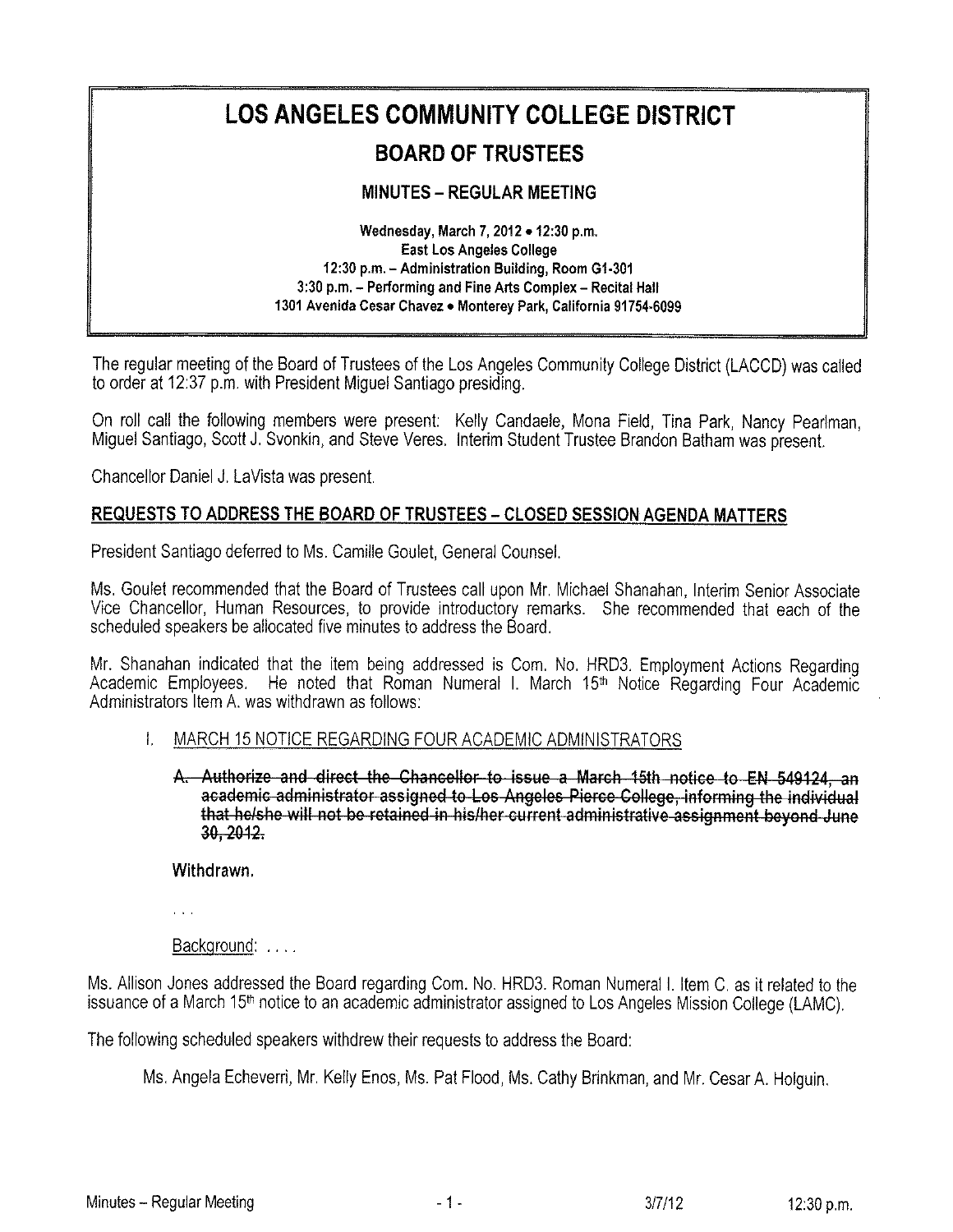# LOS ANGELES COMMUNITY COLLEGE DISTRICT

## BOARD OF TRUSTEES

### MINUTES – REGULAR MEETING

**Wednesday, March 7, 2012 • 12:30 p.m.**
**East Los Angeles College**
**12:30 p.m. – Administration Building, Room G1-301**
**3:30 p.m. – Performing and Fine Arts Complex – Recital Hall**
**1301 Avenida Cesar Chavez • Monterey Park, California 91754-6099**

The regular meeting of the Board of Trustees of the Los Angeles Community College District (LACCD) was called to order at 12:37 p.m. with President Miguel Santiago presiding.

On roll call the following members were present: Kelly Candaele, Mona Field, Tina Park, Nancy Pearlman, Miguel Santiago, Scott J. Svonkin, and Steve Veres. Interim Student Trustee Brandon Batham was present.

Chancellor Daniel J. LaVista was present.

## REQUESTS TO ADDRESS THE BOARD OF TRUSTEES – CLOSED SESSION AGENDA MATTERS

President Santiago deferred to Ms. Camille Goulet, General Counsel.

Ms. Goulet recommended that the Board of Trustees call upon Mr. Michael Shanahan, Interim Senior Associate Vice Chancellor, Human Resources, to provide introductory remarks. She recommended that each of the scheduled speakers be allocated five minutes to address the Board.

Mr. Shanahan indicated that the item being addressed is Com. No. HRD3. Employment Actions Regarding Academic Employees. He noted that Roman Numeral I. March 15th Notice Regarding Four Academic Administrators Item A. was withdrawn as follows:

I. MARCH 15 NOTICE REGARDING FOUR ACADEMIC ADMINISTRATORS

   ~~**A. Authorize and direct the Chancellor to issue a March 15th notice to EN 549124, an academic administrator assigned to Los Angeles Pierce College, informing the individual that he/she will not be retained in his/her current administrative assignment beyond June 30, 2012.**~~

   **Withdrawn.**

   . . .

   Background: . . . .

Ms. Allison Jones addressed the Board regarding Com. No. HRD3. Roman Numeral I. Item C. as it related to the issuance of a March 15th notice to an academic administrator assigned to Los Angeles Mission College (LAMC).

The following scheduled speakers withdrew their requests to address the Board:

Ms. Angela Echeverri, Mr. Kelly Enos, Ms. Pat Flood, Ms. Cathy Brinkman, and Mr. Cesar A. Holguin.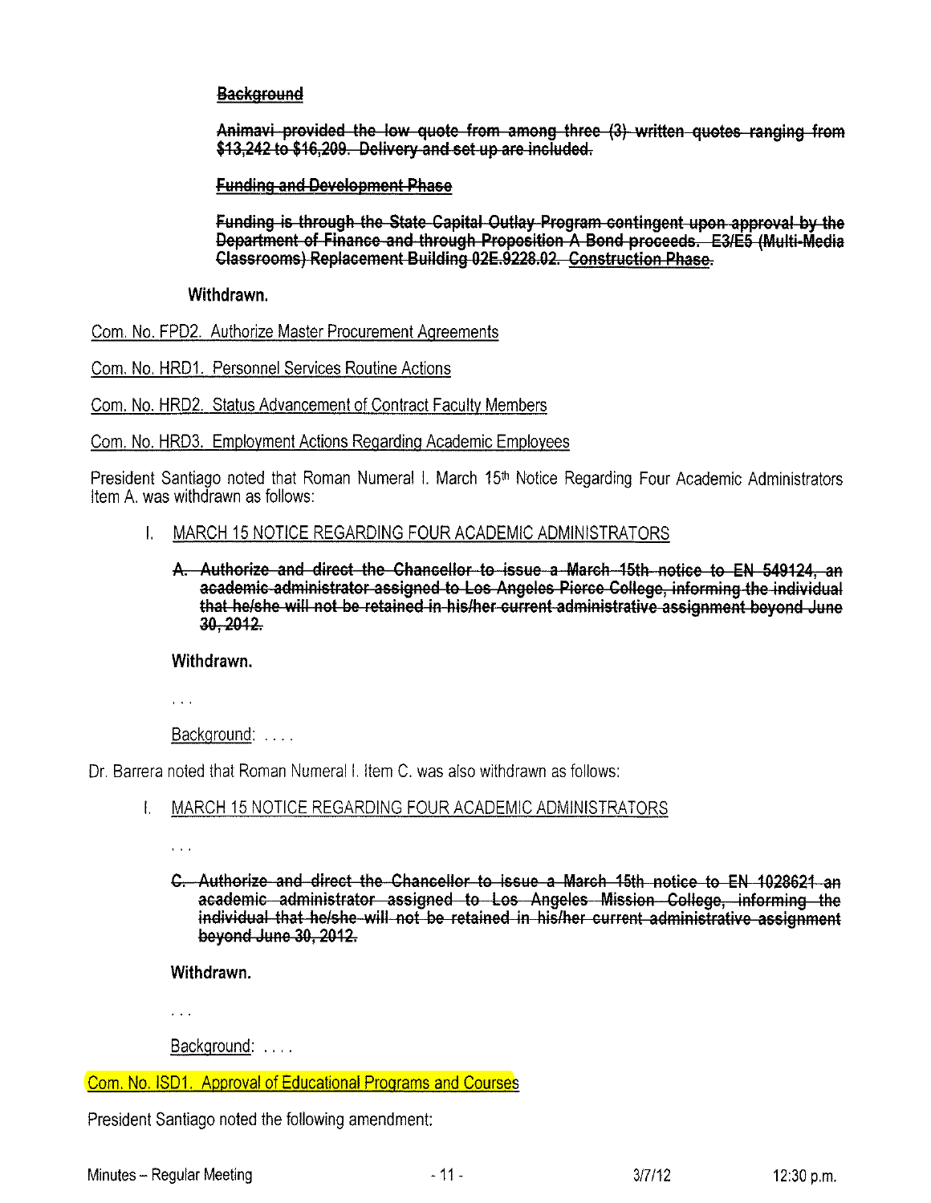<u>**~~Background~~**</u>

**~~Animavi provided the low quote from among three (3) written quotes ranging from \$13,242 to \$16,209. Delivery and set up are included.~~**

<u>**~~Funding and Development Phase~~**</u>

**~~Funding is through the State Capital Outlay Program contingent upon approval by the Department of Finance and through Proposition A Bond proceeds. E3/E5 (Multi-Media Classrooms) Replacement Building 02E.9228.02. Construction Phase.~~**

**Withdrawn.**

<u>Com. No. FPD2. Authorize Master Procurement Agreements</u>

<u>Com. No. HRD1. Personnel Services Routine Actions</u>

<u>Com. No. HRD2. Status Advancement of Contract Faculty Members</u>

<u>Com. No. HRD3. Employment Actions Regarding Academic Employees</u>

President Santiago noted that Roman Numeral I. March 15th Notice Regarding Four Academic Administrators Item A. was withdrawn as follows:

I. <u>MARCH 15 NOTICE REGARDING FOUR ACADEMIC ADMINISTRATORS</u>

**~~A. Authorize and direct the Chancellor to issue a March 15th notice to EN 549124, an academic administrator assigned to Los Angeles Pierce College, informing the individual that he/she will not be retained in his/her current administrative assignment beyond June 30, 2012.~~**

**Withdrawn.**

. . .

<u>Background</u>: . . . .

Dr. Barrera noted that Roman Numeral I. Item C. was also withdrawn as follows:

I. <u>MARCH 15 NOTICE REGARDING FOUR ACADEMIC ADMINISTRATORS</u>

. . .

**~~C. Authorize and direct the Chancellor to issue a March 15th notice to EN 1028621 an academic administrator assigned to Los Angeles Mission College, informing the individual that he/she will not be retained in his/her current administrative assignment beyond June 30, 2012.~~**

**Withdrawn.**

. . .

<u>Background</u>: . . . .

<u>Com. No. ISD1. Approval of Educational Programs and Courses</u>

President Santiago noted the following amendment: